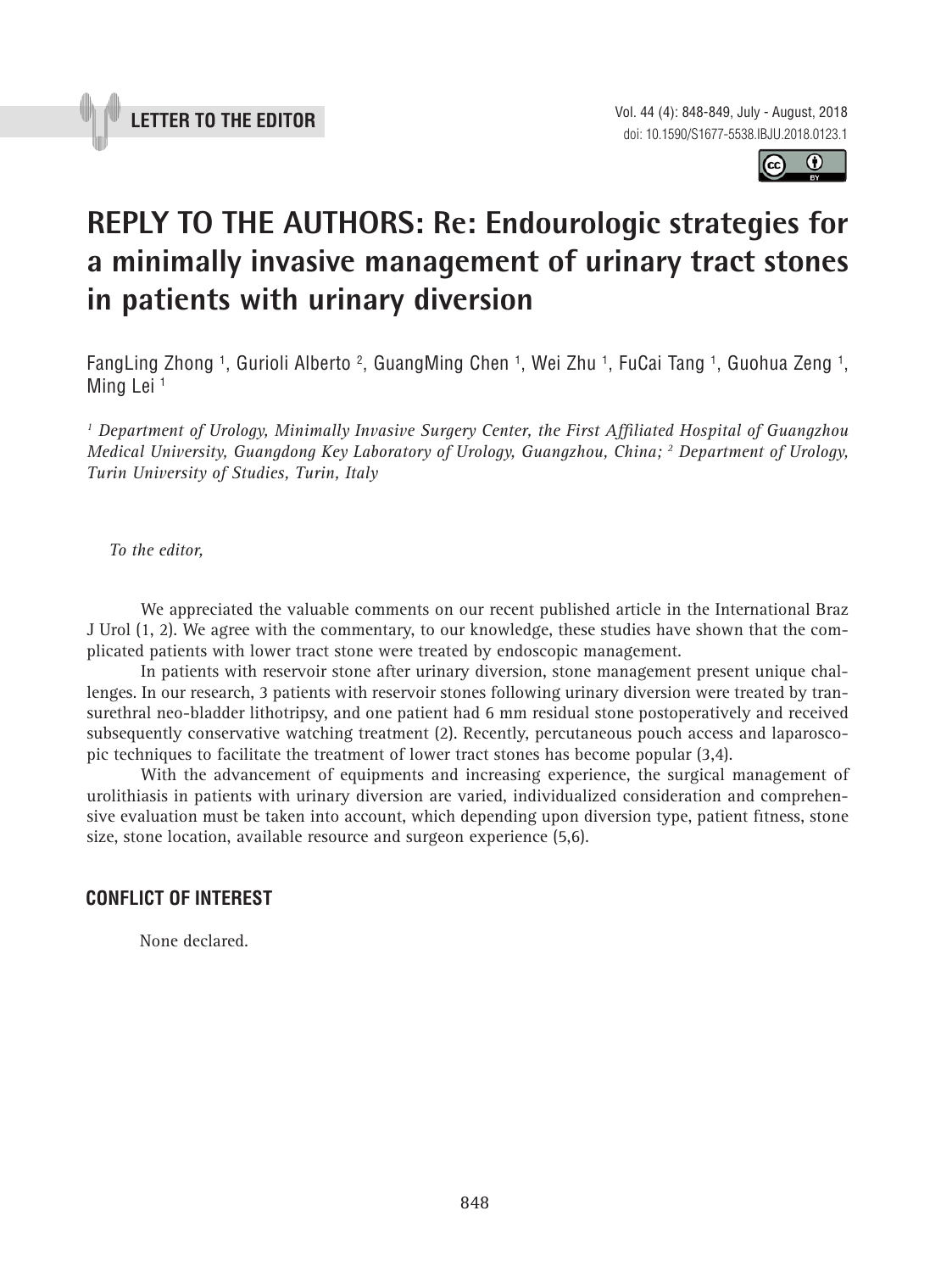**LETTER TO THE EDITOR**

# REPLY TO THE AUTHORS: Re: Endourologic strategies for a minimally invasive management of urinary tract stones in patients with urinary diversion

FangLing Zhong [1], Gurioli Alberto [2], GuangMing Chen [1], Wei Zhu [1], FuCai Tang [1], Guohua Zeng [1], Ming Lei [1]

*[1] Department of Urology, Minimally Invasive Surgery Center, the First Affiliated Hospital of Guangzhou Medical University, Guangdong Key Laboratory of Urology, Guangzhou, China; [2] Department of Urology, Turin University of Studies, Turin, Italy*

*To the editor,*

We appreciated the valuable comments on our recent published article in the International Braz J Urol (1, 2). We agree with the commentary, to our knowledge, these studies have shown that the complicated patients with lower tract stone were treated by endoscopic management.

In patients with reservoir stone after urinary diversion, stone management present unique challenges. In our research, 3 patients with reservoir stones following urinary diversion were treated by transurethral neo-bladder lithotripsy, and one patient had 6 mm residual stone postoperatively and received subsequently conservative watching treatment (2). Recently, percutaneous pouch access and laparoscopic techniques to facilitate the treatment of lower tract stones has become popular (3,4).

With the advancement of equipments and increasing experience, the surgical management of urolithiasis in patients with urinary diversion are varied, individualized consideration and comprehensive evaluation must be taken into account, which depending upon diversion type, patient fitness, stone size, stone location, available resource and surgeon experience (5,6).

## CONFLICT OF INTEREST

None declared.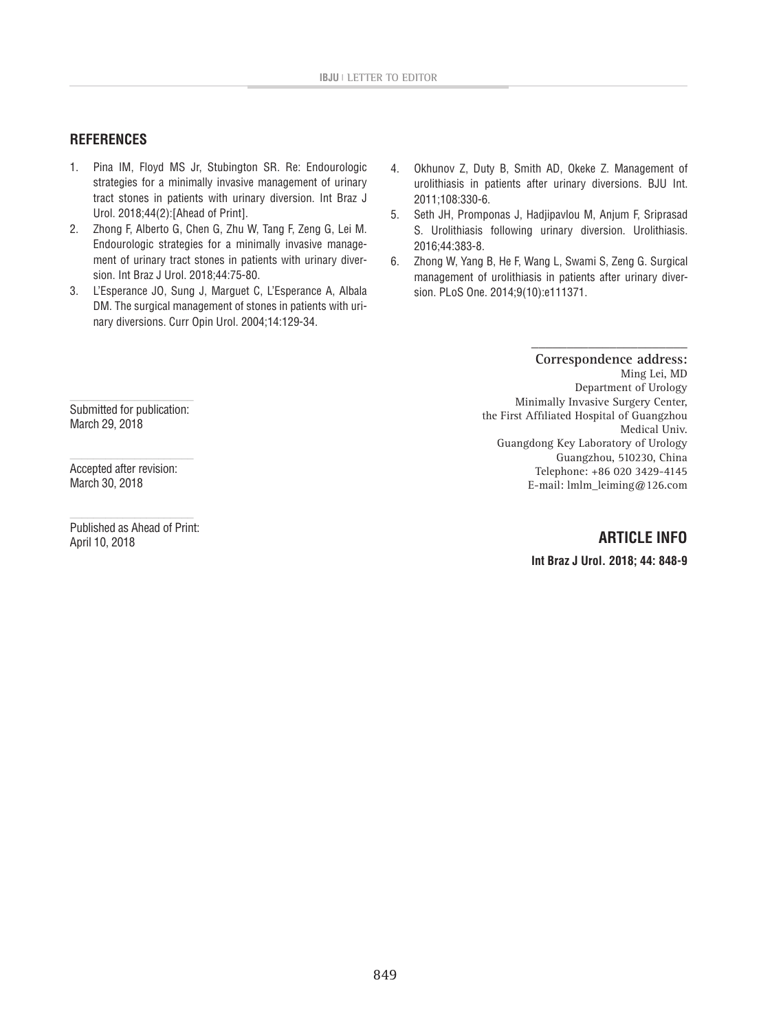## REFERENCES

1. Pina IM, Floyd MS Jr, Stubington SR. Re: Endourologic strategies for a minimally invasive management of urinary tract stones in patients with urinary diversion. Int Braz J Urol. 2018;44(2):[Ahead of Print].
2. Zhong F, Alberto G, Chen G, Zhu W, Tang F, Zeng G, Lei M. Endourologic strategies for a minimally invasive management of urinary tract stones in patients with urinary diversion. Int Braz J Urol. 2018;44:75-80.
3. L'Esperance JO, Sung J, Marguet C, L'Esperance A, Albala DM. The surgical management of stones in patients with urinary diversions. Curr Opin Urol. 2004;14:129-34.
4. Okhunov Z, Duty B, Smith AD, Okeke Z. Management of urolithiasis in patients after urinary diversions. BJU Int. 2011;108:330-6.
5. Seth JH, Promponas J, Hadjipavlou M, Anjum F, Sriprasad S. Urolithiasis following urinary diversion. Urolithiasis. 2016;44:383-8.
6. Zhong W, Yang B, He F, Wang L, Swami S, Zeng G. Surgical management of urolithiasis in patients after urinary diversion. PLoS One. 2014;9(10):e111371.

Submitted for publication:
March 29, 2018

Accepted after revision:
March 30, 2018

Published as Ahead of Print:
April 10, 2018

**Correspondence address:**
Ming Lei, MD
Department of Urology
Minimally Invasive Surgery Center,
the First Affiliated Hospital of Guangzhou Medical Univ.
Guangdong Key Laboratory of Urology
Guangzhou, 510230, China
Telephone: +86 020 3429-4145
E-mail: lmlm_leiming@126.com

## ARTICLE INFO

**Int Braz J Urol. 2018; 44: 848-9**